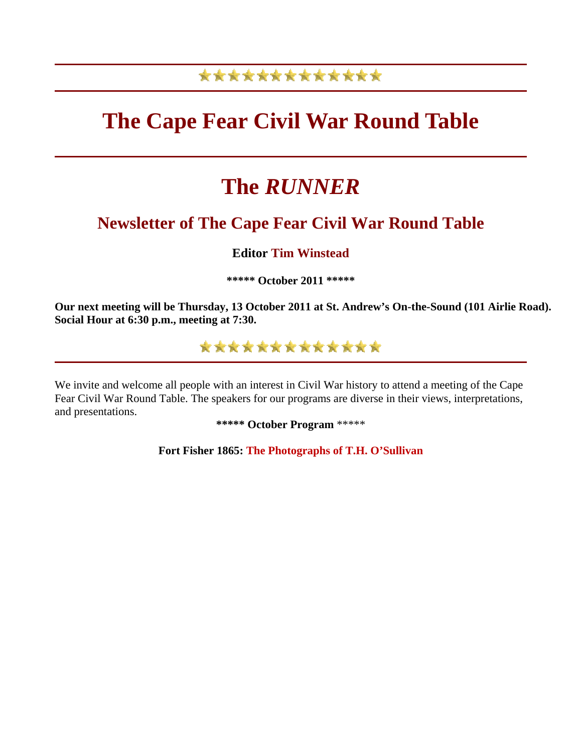# The Cape Fear Civil War Round Table

# The *RUNNER*

## Newsletter of The Cape Fear Civil War Round Table

**Editor Tim Winstead**

**\*\*\*\*\* October 2011 \*\*\*\*\***

**Our next meeting will be Thursday, 13 October 2011 at St. Andrew's On-the-Sound (101 Airlie Road). Social Hour at 6:30 p.m., meeting at 7:30.**

---

We invite and welcome all people with an interest in Civil War history to attend a meeting of the Cape Fear Civil War Round Table. The speakers for our programs are diverse in their views, interpretations, and presentations.

**\*\*\*\*\* October Program** \*\*\*\*\*

**Fort Fisher 1865: The Photographs of T.H. O'Sullivan**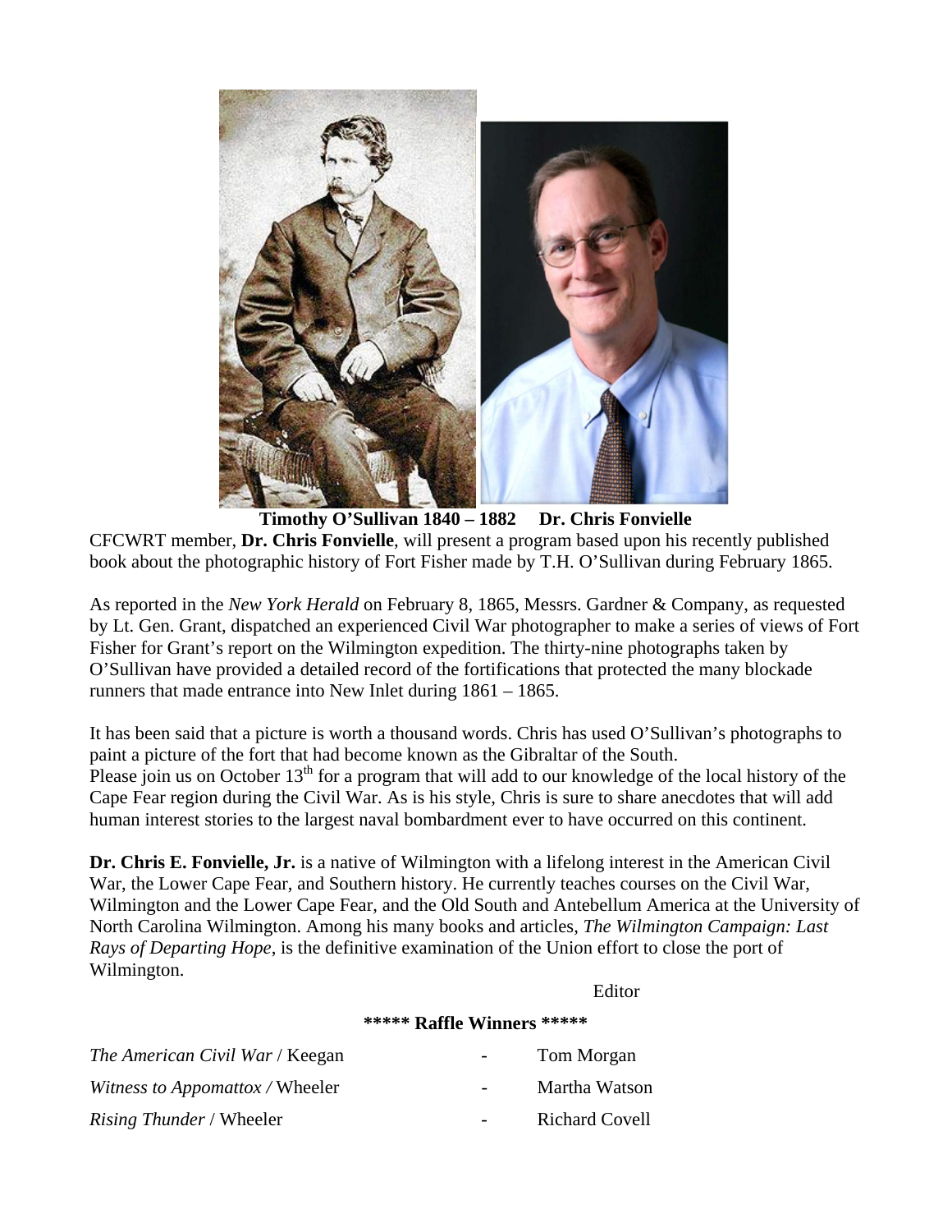**Timothy O'Sullivan 1840 – 1882 Dr. Chris Fonvielle**

CFCWRT member, **Dr. Chris Fonvielle**, will present a program based upon his recently published book about the photographic history of Fort Fisher made by T.H. O'Sullivan during February 1865.

As reported in the *New York Herald* on February 8, 1865, Messrs. Gardner & Company, as requested by Lt. Gen. Grant, dispatched an experienced Civil War photographer to make a series of views of Fort Fisher for Grant's report on the Wilmington expedition. The thirty-nine photographs taken by O'Sullivan have provided a detailed record of the fortifications that protected the many blockade runners that made entrance into New Inlet during 1861 – 1865.

It has been said that a picture is worth a thousand words. Chris has used O'Sullivan's photographs to paint a picture of the fort that had become known as the Gibraltar of the South. Please join us on October 13th for a program that will add to our knowledge of the local history of the Cape Fear region during the Civil War. As is his style, Chris is sure to share anecdotes that will add human interest stories to the largest naval bombardment ever to have occurred on this continent.

**Dr. Chris E. Fonvielle, Jr.** is a native of Wilmington with a lifelong interest in the American Civil War, the Lower Cape Fear, and Southern history. He currently teaches courses on the Civil War, Wilmington and the Lower Cape Fear, and the Old South and Antebellum America at the University of North Carolina Wilmington. Among his many books and articles, *The Wilmington Campaign: Last Rays of Departing Hope*, is the definitive examination of the Union effort to close the port of Wilmington.

Editor

**\*\*\*\*\* Raffle Winners \*\*\*\*\***

| | | |
|---|---|---|
| *The American Civil War* / Keegan | - | Tom Morgan |
| *Witness to Appomattox /* Wheeler | - | Martha Watson |
| *Rising Thunder* / Wheeler | - | Richard Covell |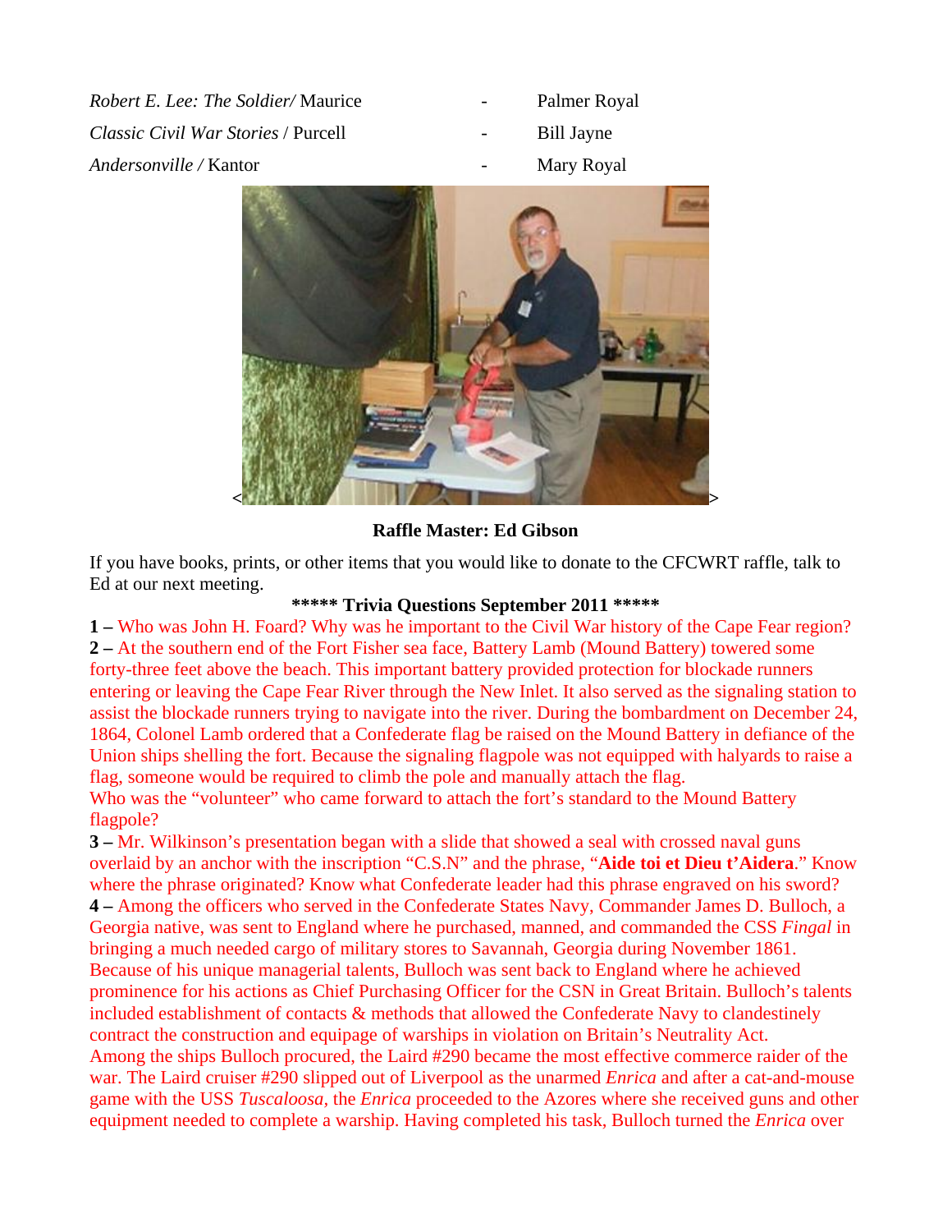| | | |
|---|---|---|
| *Robert E. Lee: The Soldier/* Maurice | - | Palmer Royal |
| *Classic Civil War Stories* / Purcell | - | Bill Jayne |
| *Andersonville* / Kantor | - | Mary Royal |

**Raffle Master: Ed Gibson**

If you have books, prints, or other items that you would like to donate to the CFCWRT raffle, talk to Ed at our next meeting.

**\*\*\*\*\* Trivia Questions September 2011 \*\*\*\*\***

**1 –** Who was John H. Foard? Why was he important to the Civil War history of the Cape Fear region?

**2 –** At the southern end of the Fort Fisher sea face, Battery Lamb (Mound Battery) towered some forty-three feet above the beach. This important battery provided protection for blockade runners entering or leaving the Cape Fear River through the New Inlet. It also served as the signaling station to assist the blockade runners trying to navigate into the river. During the bombardment on December 24, 1864, Colonel Lamb ordered that a Confederate flag be raised on the Mound Battery in defiance of the Union ships shelling the fort. Because the signaling flagpole was not equipped with halyards to raise a flag, someone would be required to climb the pole and manually attach the flag.

Who was the "volunteer" who came forward to attach the fort's standard to the Mound Battery flagpole?

**3 –** Mr. Wilkinson's presentation began with a slide that showed a seal with crossed naval guns overlaid by an anchor with the inscription "C.S.N" and the phrase, "**Aide toi et Dieu t'Aidera**." Know where the phrase originated? Know what Confederate leader had this phrase engraved on his sword?

**4 –** Among the officers who served in the Confederate States Navy, Commander James D. Bulloch, a Georgia native, was sent to England where he purchased, manned, and commanded the CSS *Fingal* in bringing a much needed cargo of military stores to Savannah, Georgia during November 1861. Because of his unique managerial talents, Bulloch was sent back to England where he achieved prominence for his actions as Chief Purchasing Officer for the CSN in Great Britain. Bulloch's talents included establishment of contacts & methods that allowed the Confederate Navy to clandestinely contract the construction and equipage of warships in violation on Britain's Neutrality Act.

Among the ships Bulloch procured, the Laird #290 became the most effective commerce raider of the war. The Laird cruiser #290 slipped out of Liverpool as the unarmed *Enrica* and after a cat-and-mouse game with the USS *Tuscaloosa,* the *Enrica* proceeded to the Azores where she received guns and other equipment needed to complete a warship. Having completed his task, Bulloch turned the *Enrica* over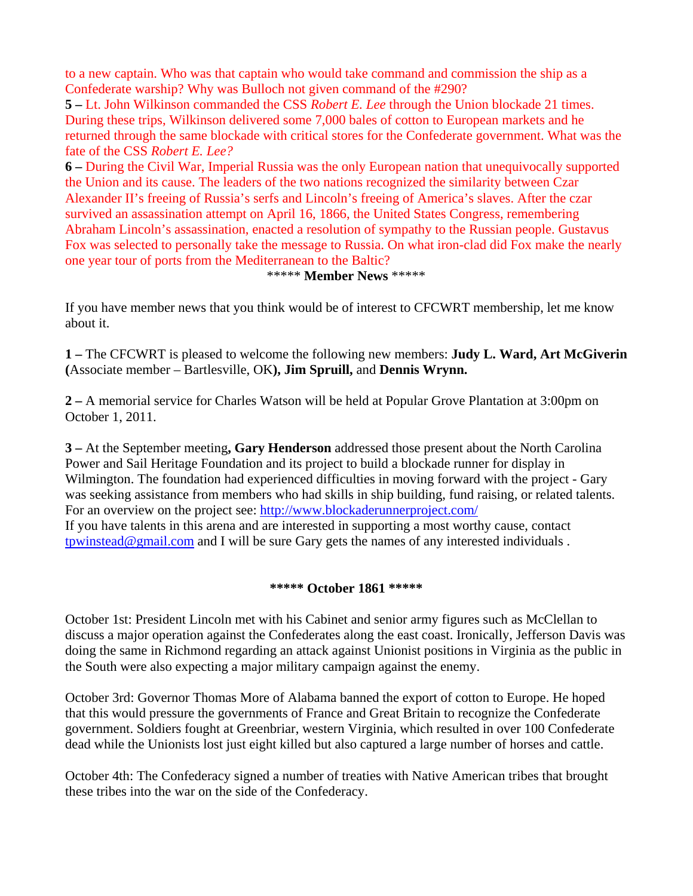to a new captain. Who was that captain who would take command and commission the ship as a Confederate warship? Why was Bulloch not given command of the #290?

**5 –** Lt. John Wilkinson commanded the CSS *Robert E. Lee* through the Union blockade 21 times. During these trips, Wilkinson delivered some 7,000 bales of cotton to European markets and he returned through the same blockade with critical stores for the Confederate government. What was the fate of the CSS *Robert E. Lee?*

**6 –** During the Civil War, Imperial Russia was the only European nation that unequivocally supported the Union and its cause. The leaders of the two nations recognized the similarity between Czar Alexander II's freeing of Russia's serfs and Lincoln's freeing of America's slaves. After the czar survived an assassination attempt on April 16, 1866, the United States Congress, remembering Abraham Lincoln's assassination, enacted a resolution of sympathy to the Russian people. Gustavus Fox was selected to personally take the message to Russia. On what iron-clad did Fox make the nearly one year tour of ports from the Mediterranean to the Baltic?

***** **Member News** *****

If you have member news that you think would be of interest to CFCWRT membership, let me know about it.

**1 –** The CFCWRT is pleased to welcome the following new members: **Judy L. Ward, Art McGiverin (**Associate member – Bartlesville, OK**), Jim Spruill,** and **Dennis Wrynn.**

**2 –** A memorial service for Charles Watson will be held at Popular Grove Plantation at 3:00pm on October 1, 2011.

**3 –** At the September meeting**, Gary Henderson** addressed those present about the North Carolina Power and Sail Heritage Foundation and its project to build a blockade runner for display in Wilmington. The foundation had experienced difficulties in moving forward with the project - Gary was seeking assistance from members who had skills in ship building, fund raising, or related talents. For an overview on the project see: http://www.blockaderunnerproject.com/

If you have talents in this arena and are interested in supporting a most worthy cause, contact tpwinstead@gmail.com and I will be sure Gary gets the names of any interested individuals .

**\*\*\*\*\* October 1861 \*\*\*\*\***

October 1st: President Lincoln met with his Cabinet and senior army figures such as McClellan to discuss a major operation against the Confederates along the east coast. Ironically, Jefferson Davis was doing the same in Richmond regarding an attack against Unionist positions in Virginia as the public in the South were also expecting a major military campaign against the enemy.

October 3rd: Governor Thomas More of Alabama banned the export of cotton to Europe. He hoped that this would pressure the governments of France and Great Britain to recognize the Confederate government. Soldiers fought at Greenbriar, western Virginia, which resulted in over 100 Confederate dead while the Unionists lost just eight killed but also captured a large number of horses and cattle.

October 4th: The Confederacy signed a number of treaties with Native American tribes that brought these tribes into the war on the side of the Confederacy.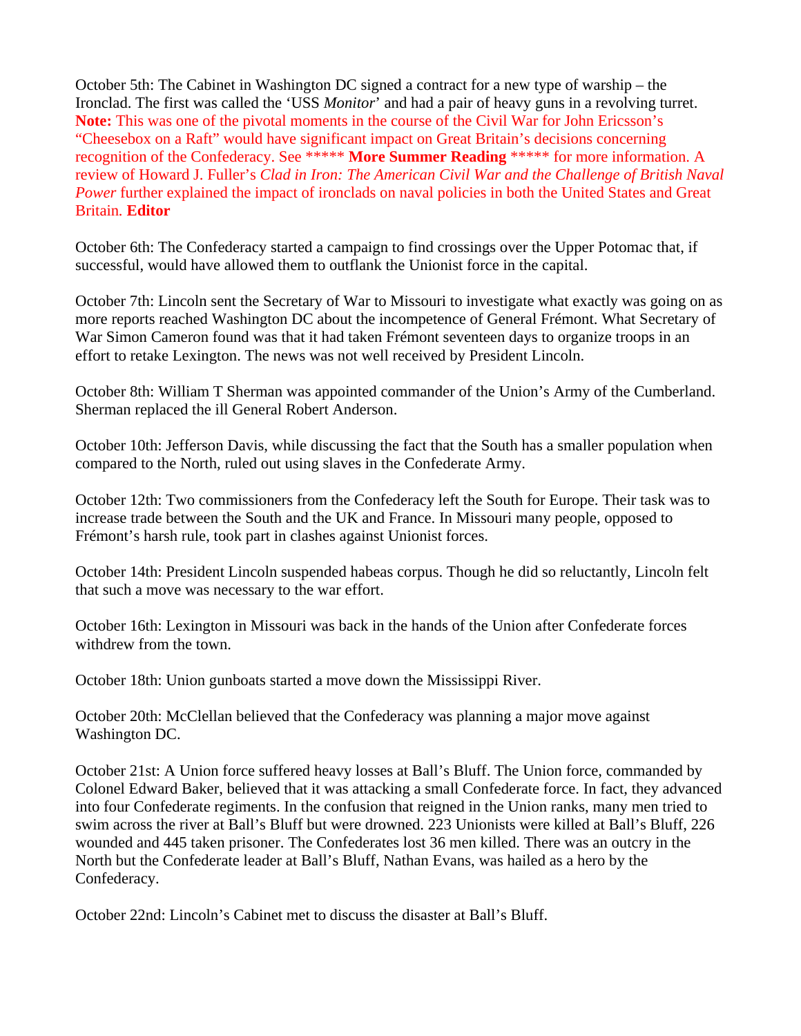October 5th: The Cabinet in Washington DC signed a contract for a new type of warship – the Ironclad. The first was called the 'USS *Monitor*' and had a pair of heavy guns in a revolving turret. **Note:** This was one of the pivotal moments in the course of the Civil War for John Ericsson's "Cheesebox on a Raft" would have significant impact on Great Britain's decisions concerning recognition of the Confederacy. See ***** **More Summer Reading** ***** for more information. A review of Howard J. Fuller's *Clad in Iron: The American Civil War and the Challenge of British Naval Power* further explained the impact of ironclads on naval policies in both the United States and Great Britain. **Editor**

October 6th: The Confederacy started a campaign to find crossings over the Upper Potomac that, if successful, would have allowed them to outflank the Unionist force in the capital.

October 7th: Lincoln sent the Secretary of War to Missouri to investigate what exactly was going on as more reports reached Washington DC about the incompetence of General Frémont. What Secretary of War Simon Cameron found was that it had taken Frémont seventeen days to organize troops in an effort to retake Lexington. The news was not well received by President Lincoln.

October 8th: William T Sherman was appointed commander of the Union's Army of the Cumberland. Sherman replaced the ill General Robert Anderson.

October 10th: Jefferson Davis, while discussing the fact that the South has a smaller population when compared to the North, ruled out using slaves in the Confederate Army.

October 12th: Two commissioners from the Confederacy left the South for Europe. Their task was to increase trade between the South and the UK and France. In Missouri many people, opposed to Frémont's harsh rule, took part in clashes against Unionist forces.

October 14th: President Lincoln suspended habeas corpus. Though he did so reluctantly, Lincoln felt that such a move was necessary to the war effort.

October 16th: Lexington in Missouri was back in the hands of the Union after Confederate forces withdrew from the town.

October 18th: Union gunboats started a move down the Mississippi River.

October 20th: McClellan believed that the Confederacy was planning a major move against Washington DC.

October 21st: A Union force suffered heavy losses at Ball's Bluff. The Union force, commanded by Colonel Edward Baker, believed that it was attacking a small Confederate force. In fact, they advanced into four Confederate regiments. In the confusion that reigned in the Union ranks, many men tried to swim across the river at Ball's Bluff but were drowned. 223 Unionists were killed at Ball's Bluff, 226 wounded and 445 taken prisoner. The Confederates lost 36 men killed. There was an outcry in the North but the Confederate leader at Ball's Bluff, Nathan Evans, was hailed as a hero by the Confederacy.

October 22nd: Lincoln's Cabinet met to discuss the disaster at Ball's Bluff.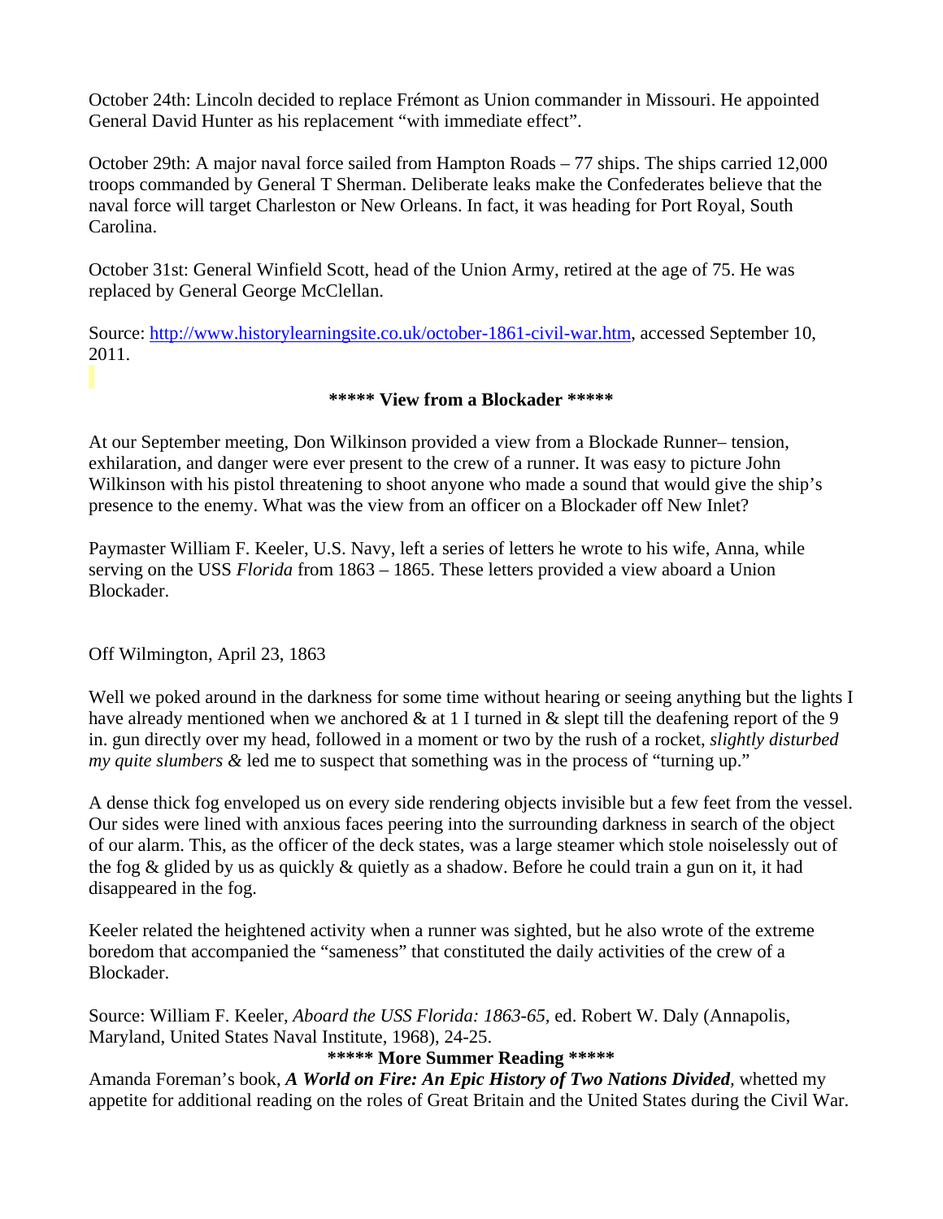October 24th: Lincoln decided to replace Frémont as Union commander in Missouri. He appointed General David Hunter as his replacement "with immediate effect".

October 29th: A major naval force sailed from Hampton Roads – 77 ships. The ships carried 12,000 troops commanded by General T Sherman. Deliberate leaks make the Confederates believe that the naval force will target Charleston or New Orleans. In fact, it was heading for Port Royal, South Carolina.

October 31st: General Winfield Scott, head of the Union Army, retired at the age of 75. He was replaced by General George McClellan.

Source: http://www.historylearningsite.co.uk/october-1861-civil-war.htm, accessed September 10, 2011.

**\*\*\*\*\* View from a Blockader \*\*\*\*\***

At our September meeting, Don Wilkinson provided a view from a Blockade Runner– tension, exhilaration, and danger were ever present to the crew of a runner. It was easy to picture John Wilkinson with his pistol threatening to shoot anyone who made a sound that would give the ship's presence to the enemy. What was the view from an officer on a Blockader off New Inlet?

Paymaster William F. Keeler, U.S. Navy, left a series of letters he wrote to his wife, Anna, while serving on the USS *Florida* from 1863 – 1865. These letters provided a view aboard a Union Blockader.

Off Wilmington, April 23, 1863

Well we poked around in the darkness for some time without hearing or seeing anything but the lights I have already mentioned when we anchored & at 1 I turned in & slept till the deafening report of the 9 in. gun directly over my head, followed in a moment or two by the rush of a rocket, *slightly disturbed my quite slumbers &* led me to suspect that something was in the process of "turning up."

A dense thick fog enveloped us on every side rendering objects invisible but a few feet from the vessel. Our sides were lined with anxious faces peering into the surrounding darkness in search of the object of our alarm. This, as the officer of the deck states, was a large steamer which stole noiselessly out of the fog & glided by us as quickly & quietly as a shadow. Before he could train a gun on it, it had disappeared in the fog.

Keeler related the heightened activity when a runner was sighted, but he also wrote of the extreme boredom that accompanied the "sameness" that constituted the daily activities of the crew of a Blockader.

Source: William F. Keeler, *Aboard the USS Florida: 1863-65,* ed. Robert W. Daly (Annapolis, Maryland, United States Naval Institute, 1968), 24-25.

**\*\*\*\*\* More Summer Reading \*\*\*\*\***

Amanda Foreman's book, ***A World on Fire: An Epic History of Two Nations Divided***, whetted my appetite for additional reading on the roles of Great Britain and the United States during the Civil War.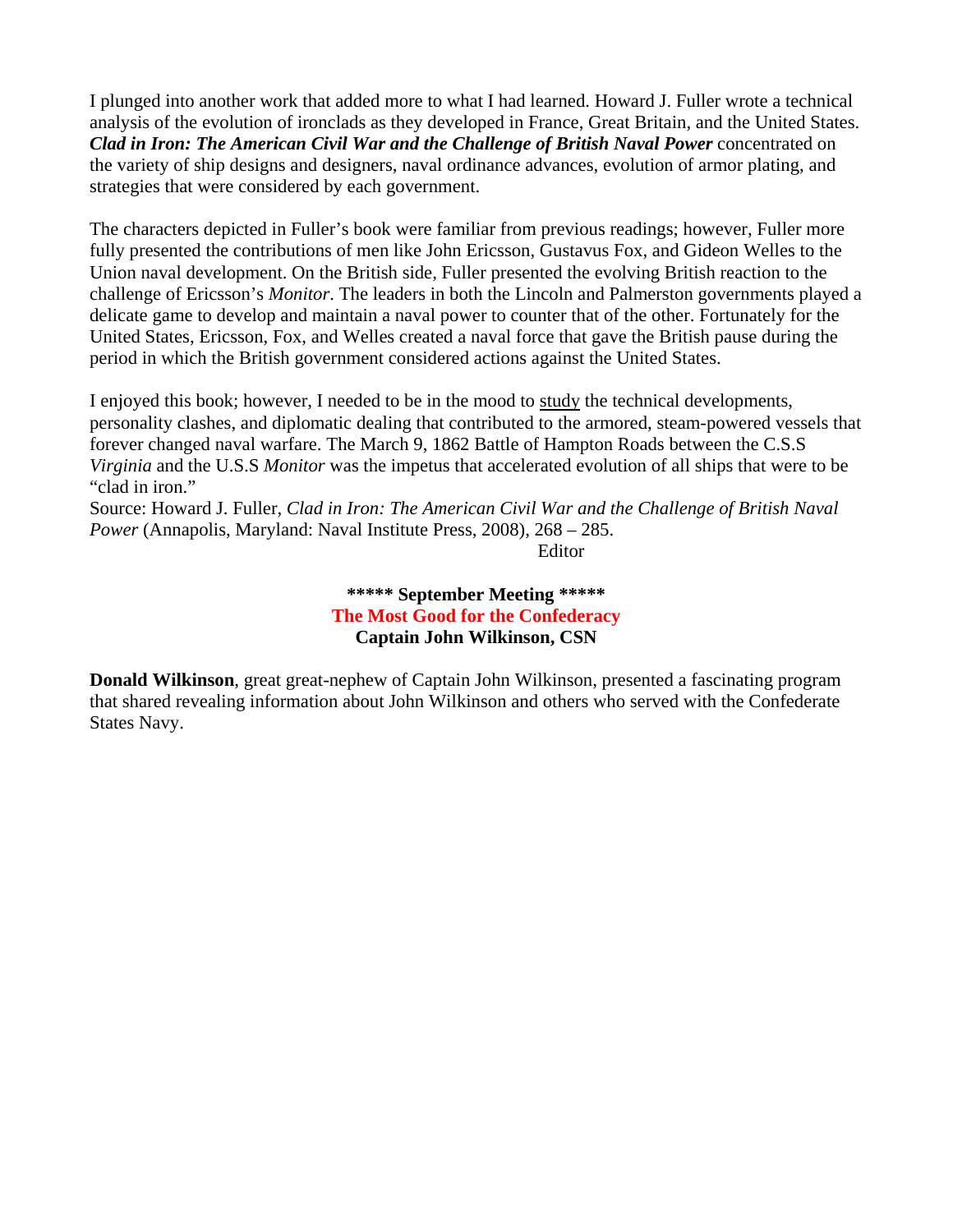I plunged into another work that added more to what I had learned. Howard J. Fuller wrote a technical analysis of the evolution of ironclads as they developed in France, Great Britain, and the United States. ***Clad in Iron: The American Civil War and the Challenge of British Naval Power*** concentrated on the variety of ship designs and designers, naval ordinance advances, evolution of armor plating, and strategies that were considered by each government.

The characters depicted in Fuller's book were familiar from previous readings; however, Fuller more fully presented the contributions of men like John Ericsson, Gustavus Fox, and Gideon Welles to the Union naval development. On the British side, Fuller presented the evolving British reaction to the challenge of Ericsson's *Monitor*. The leaders in both the Lincoln and Palmerston governments played a delicate game to develop and maintain a naval power to counter that of the other. Fortunately for the United States, Ericsson, Fox, and Welles created a naval force that gave the British pause during the period in which the British government considered actions against the United States.

I enjoyed this book; however, I needed to be in the mood to <u>study</u> the technical developments, personality clashes, and diplomatic dealing that contributed to the armored, steam-powered vessels that forever changed naval warfare. The March 9, 1862 Battle of Hampton Roads between the C.S.S *Virginia* and the U.S.S *Monitor* was the impetus that accelerated evolution of all ships that were to be "clad in iron."

Source: Howard J. Fuller, *Clad in Iron: The American Civil War and the Challenge of British Naval Power* (Annapolis, Maryland: Naval Institute Press, 2008), 268 – 285.

Editor

**\*\*\*\*\* September Meeting \*\*\*\*\***

**The Most Good for the Confederacy**

**Captain John Wilkinson, CSN**

**Donald Wilkinson**, great great-nephew of Captain John Wilkinson, presented a fascinating program that shared revealing information about John Wilkinson and others who served with the Confederate States Navy.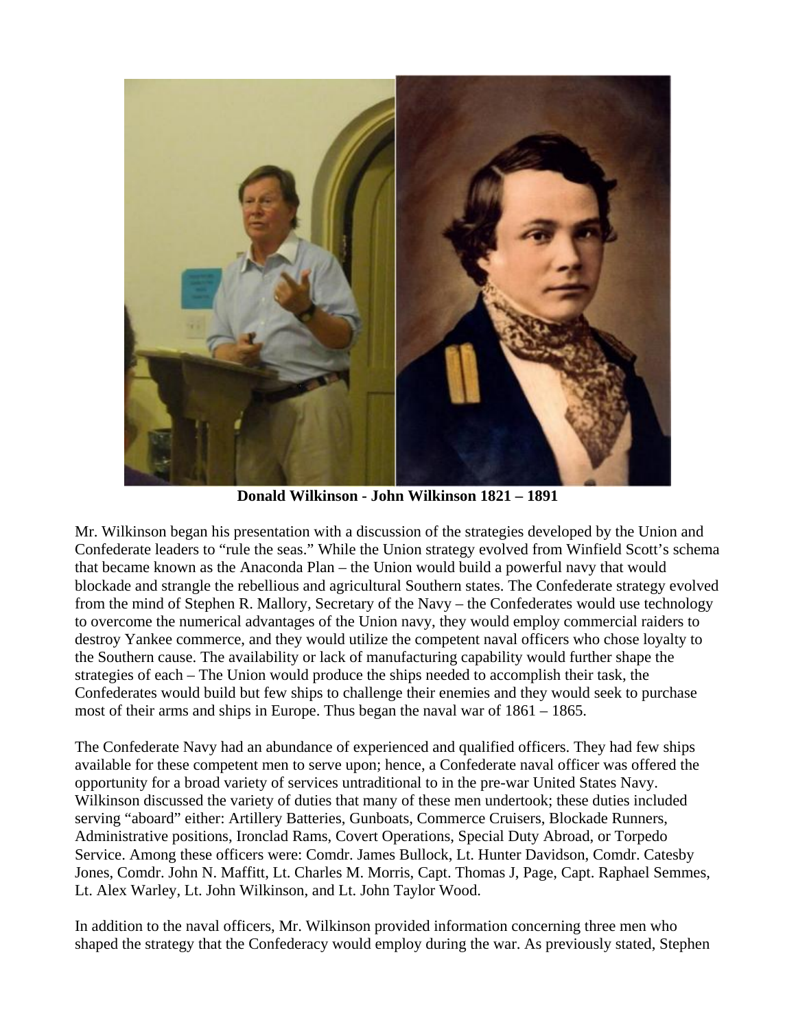**Donald Wilkinson - John Wilkinson 1821 – 1891**

Mr. Wilkinson began his presentation with a discussion of the strategies developed by the Union and Confederate leaders to "rule the seas." While the Union strategy evolved from Winfield Scott's schema that became known as the Anaconda Plan – the Union would build a powerful navy that would blockade and strangle the rebellious and agricultural Southern states. The Confederate strategy evolved from the mind of Stephen R. Mallory, Secretary of the Navy – the Confederates would use technology to overcome the numerical advantages of the Union navy, they would employ commercial raiders to destroy Yankee commerce, and they would utilize the competent naval officers who chose loyalty to the Southern cause. The availability or lack of manufacturing capability would further shape the strategies of each – The Union would produce the ships needed to accomplish their task, the Confederates would build but few ships to challenge their enemies and they would seek to purchase most of their arms and ships in Europe. Thus began the naval war of 1861 – 1865.

The Confederate Navy had an abundance of experienced and qualified officers. They had few ships available for these competent men to serve upon; hence, a Confederate naval officer was offered the opportunity for a broad variety of services untraditional to in the pre-war United States Navy. Wilkinson discussed the variety of duties that many of these men undertook; these duties included serving "aboard" either: Artillery Batteries, Gunboats, Commerce Cruisers, Blockade Runners, Administrative positions, Ironclad Rams, Covert Operations, Special Duty Abroad, or Torpedo Service. Among these officers were: Comdr. James Bullock, Lt. Hunter Davidson, Comdr. Catesby Jones, Comdr. John N. Maffitt, Lt. Charles M. Morris, Capt. Thomas J, Page, Capt. Raphael Semmes, Lt. Alex Warley, Lt. John Wilkinson, and Lt. John Taylor Wood.

In addition to the naval officers, Mr. Wilkinson provided information concerning three men who shaped the strategy that the Confederacy would employ during the war. As previously stated, Stephen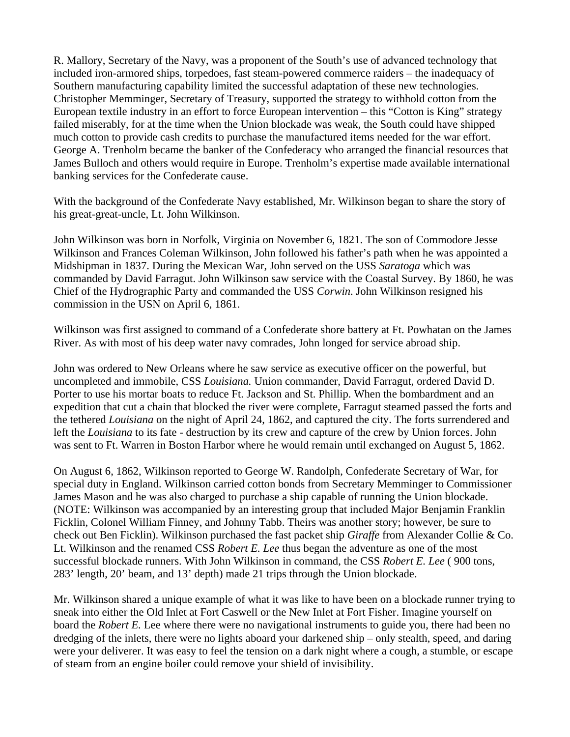R. Mallory, Secretary of the Navy, was a proponent of the South's use of advanced technology that included iron-armored ships, torpedoes, fast steam-powered commerce raiders – the inadequacy of Southern manufacturing capability limited the successful adaptation of these new technologies. Christopher Memminger, Secretary of Treasury, supported the strategy to withhold cotton from the European textile industry in an effort to force European intervention – this "Cotton is King" strategy failed miserably, for at the time when the Union blockade was weak, the South could have shipped much cotton to provide cash credits to purchase the manufactured items needed for the war effort. George A. Trenholm became the banker of the Confederacy who arranged the financial resources that James Bulloch and others would require in Europe. Trenholm's expertise made available international banking services for the Confederate cause.

With the background of the Confederate Navy established, Mr. Wilkinson began to share the story of his great-great-uncle, Lt. John Wilkinson.

John Wilkinson was born in Norfolk, Virginia on November 6, 1821. The son of Commodore Jesse Wilkinson and Frances Coleman Wilkinson, John followed his father's path when he was appointed a Midshipman in 1837. During the Mexican War, John served on the USS *Saratoga* which was commanded by David Farragut. John Wilkinson saw service with the Coastal Survey. By 1860, he was Chief of the Hydrographic Party and commanded the USS *Corwin*. John Wilkinson resigned his commission in the USN on April 6, 1861.

Wilkinson was first assigned to command of a Confederate shore battery at Ft. Powhatan on the James River. As with most of his deep water navy comrades, John longed for service abroad ship.

John was ordered to New Orleans where he saw service as executive officer on the powerful, but uncompleted and immobile, CSS *Louisiana.* Union commander, David Farragut, ordered David D. Porter to use his mortar boats to reduce Ft. Jackson and St. Phillip. When the bombardment and an expedition that cut a chain that blocked the river were complete, Farragut steamed passed the forts and the tethered *Louisiana* on the night of April 24, 1862, and captured the city. The forts surrendered and left the *Louisiana* to its fate - destruction by its crew and capture of the crew by Union forces. John was sent to Ft. Warren in Boston Harbor where he would remain until exchanged on August 5, 1862.

On August 6, 1862, Wilkinson reported to George W. Randolph, Confederate Secretary of War, for special duty in England. Wilkinson carried cotton bonds from Secretary Memminger to Commissioner James Mason and he was also charged to purchase a ship capable of running the Union blockade. (NOTE: Wilkinson was accompanied by an interesting group that included Major Benjamin Franklin Ficklin, Colonel William Finney, and Johnny Tabb. Theirs was another story; however, be sure to check out Ben Ficklin). Wilkinson purchased the fast packet ship *Giraffe* from Alexander Collie & Co. Lt. Wilkinson and the renamed CSS *Robert E. Lee* thus began the adventure as one of the most successful blockade runners. With John Wilkinson in command, the CSS *Robert E. Lee* ( 900 tons, 283' length, 20' beam, and 13' depth) made 21 trips through the Union blockade.

Mr. Wilkinson shared a unique example of what it was like to have been on a blockade runner trying to sneak into either the Old Inlet at Fort Caswell or the New Inlet at Fort Fisher. Imagine yourself on board the *Robert E.* Lee where there were no navigational instruments to guide you, there had been no dredging of the inlets, there were no lights aboard your darkened ship – only stealth, speed, and daring were your deliverer. It was easy to feel the tension on a dark night where a cough, a stumble, or escape of steam from an engine boiler could remove your shield of invisibility.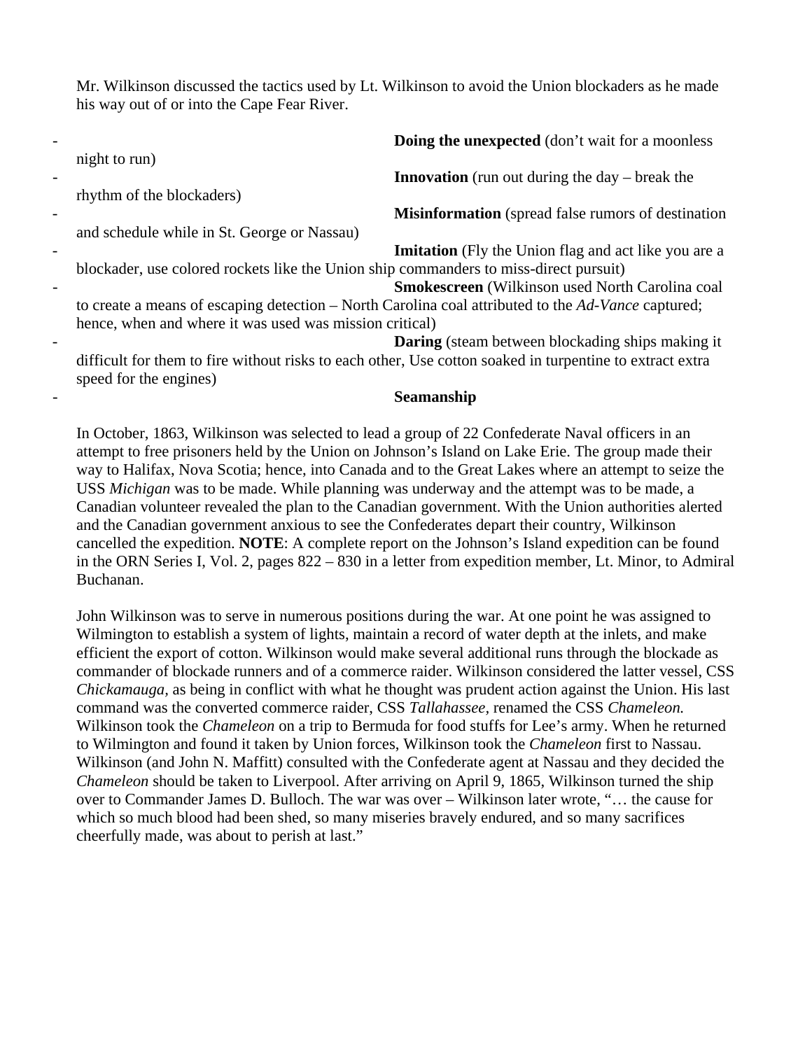Mr. Wilkinson discussed the tactics used by Lt. Wilkinson to avoid the Union blockaders as he made his way out of or into the Cape Fear River.

- **Doing the unexpected** (don't wait for a moonless night to run)
- **Innovation** (run out during the day – break the rhythm of the blockaders)
- **Misinformation** (spread false rumors of destination and schedule while in St. George or Nassau)
- **Imitation** (Fly the Union flag and act like you are a blockader, use colored rockets like the Union ship commanders to miss-direct pursuit)
- **Smokescreen** (Wilkinson used North Carolina coal to create a means of escaping detection – North Carolina coal attributed to the *Ad-Vance* captured; hence, when and where it was used was mission critical)
- **Daring** (steam between blockading ships making it difficult for them to fire without risks to each other, Use cotton soaked in turpentine to extract extra speed for the engines)
- **Seamanship**

In October, 1863, Wilkinson was selected to lead a group of 22 Confederate Naval officers in an attempt to free prisoners held by the Union on Johnson's Island on Lake Erie. The group made their way to Halifax, Nova Scotia; hence, into Canada and to the Great Lakes where an attempt to seize the USS *Michigan* was to be made. While planning was underway and the attempt was to be made, a Canadian volunteer revealed the plan to the Canadian government. With the Union authorities alerted and the Canadian government anxious to see the Confederates depart their country, Wilkinson cancelled the expedition. **NOTE**: A complete report on the Johnson's Island expedition can be found in the ORN Series I, Vol. 2, pages 822 – 830 in a letter from expedition member, Lt. Minor, to Admiral Buchanan.

John Wilkinson was to serve in numerous positions during the war. At one point he was assigned to Wilmington to establish a system of lights, maintain a record of water depth at the inlets, and make efficient the export of cotton. Wilkinson would make several additional runs through the blockade as commander of blockade runners and of a commerce raider. Wilkinson considered the latter vessel, CSS *Chickamauga,* as being in conflict with what he thought was prudent action against the Union. His last command was the converted commerce raider, CSS *Tallahassee,* renamed the CSS *Chameleon.* Wilkinson took the *Chameleon* on a trip to Bermuda for food stuffs for Lee's army. When he returned to Wilmington and found it taken by Union forces, Wilkinson took the *Chameleon* first to Nassau. Wilkinson (and John N. Maffitt) consulted with the Confederate agent at Nassau and they decided the *Chameleon* should be taken to Liverpool. After arriving on April 9, 1865, Wilkinson turned the ship over to Commander James D. Bulloch. The war was over – Wilkinson later wrote, "… the cause for which so much blood had been shed, so many miseries bravely endured, and so many sacrifices cheerfully made, was about to perish at last."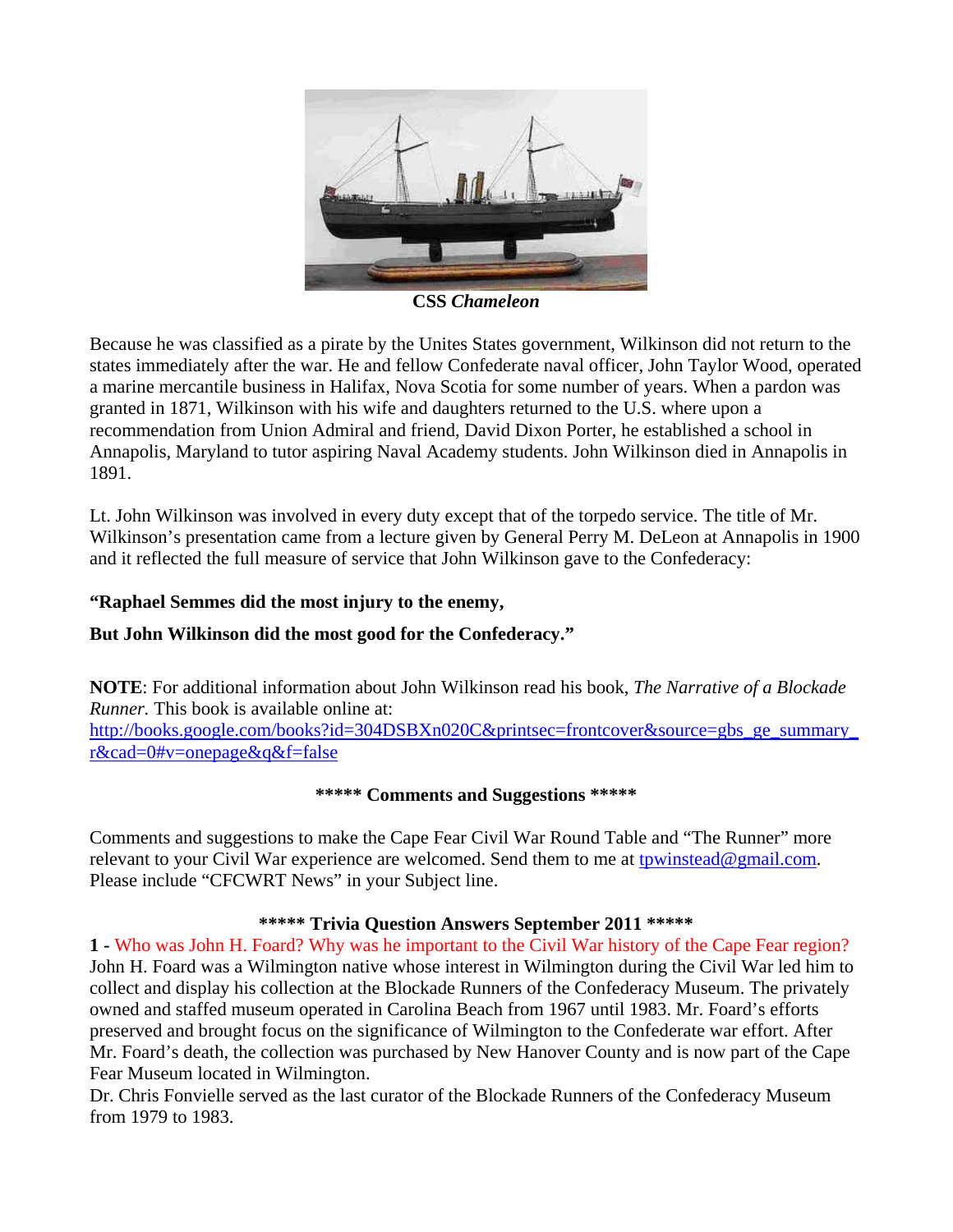**CSS *Chameleon***

Because he was classified as a pirate by the Unites States government, Wilkinson did not return to the states immediately after the war. He and fellow Confederate naval officer, John Taylor Wood, operated a marine mercantile business in Halifax, Nova Scotia for some number of years. When a pardon was granted in 1871, Wilkinson with his wife and daughters returned to the U.S. where upon a recommendation from Union Admiral and friend, David Dixon Porter, he established a school in Annapolis, Maryland to tutor aspiring Naval Academy students. John Wilkinson died in Annapolis in 1891.

Lt. John Wilkinson was involved in every duty except that of the torpedo service. The title of Mr. Wilkinson's presentation came from a lecture given by General Perry M. DeLeon at Annapolis in 1900 and it reflected the full measure of service that John Wilkinson gave to the Confederacy:

**"Raphael Semmes did the most injury to the enemy,**

**But John Wilkinson did the most good for the Confederacy."**

**NOTE**: For additional information about John Wilkinson read his book, *The Narrative of a Blockade Runner.* This book is available online at:
http://books.google.com/books?id=304DSBXn020C&printsec=frontcover&source=gbs_ge_summary_r&cad=0#v=onepage&q&f=false

**\*\*\*\*\* Comments and Suggestions \*\*\*\*\***

Comments and suggestions to make the Cape Fear Civil War Round Table and "The Runner" more relevant to your Civil War experience are welcomed. Send them to me at tpwinstead@gmail.com. Please include "CFCWRT News" in your Subject line.

**\*\*\*\*\* Trivia Question Answers September 2011 \*\*\*\*\***

**1 -** Who was John H. Foard? Why was he important to the Civil War history of the Cape Fear region?
John H. Foard was a Wilmington native whose interest in Wilmington during the Civil War led him to collect and display his collection at the Blockade Runners of the Confederacy Museum. The privately owned and staffed museum operated in Carolina Beach from 1967 until 1983. Mr. Foard's efforts preserved and brought focus on the significance of Wilmington to the Confederate war effort. After Mr. Foard's death, the collection was purchased by New Hanover County and is now part of the Cape Fear Museum located in Wilmington.
Dr. Chris Fonvielle served as the last curator of the Blockade Runners of the Confederacy Museum from 1979 to 1983.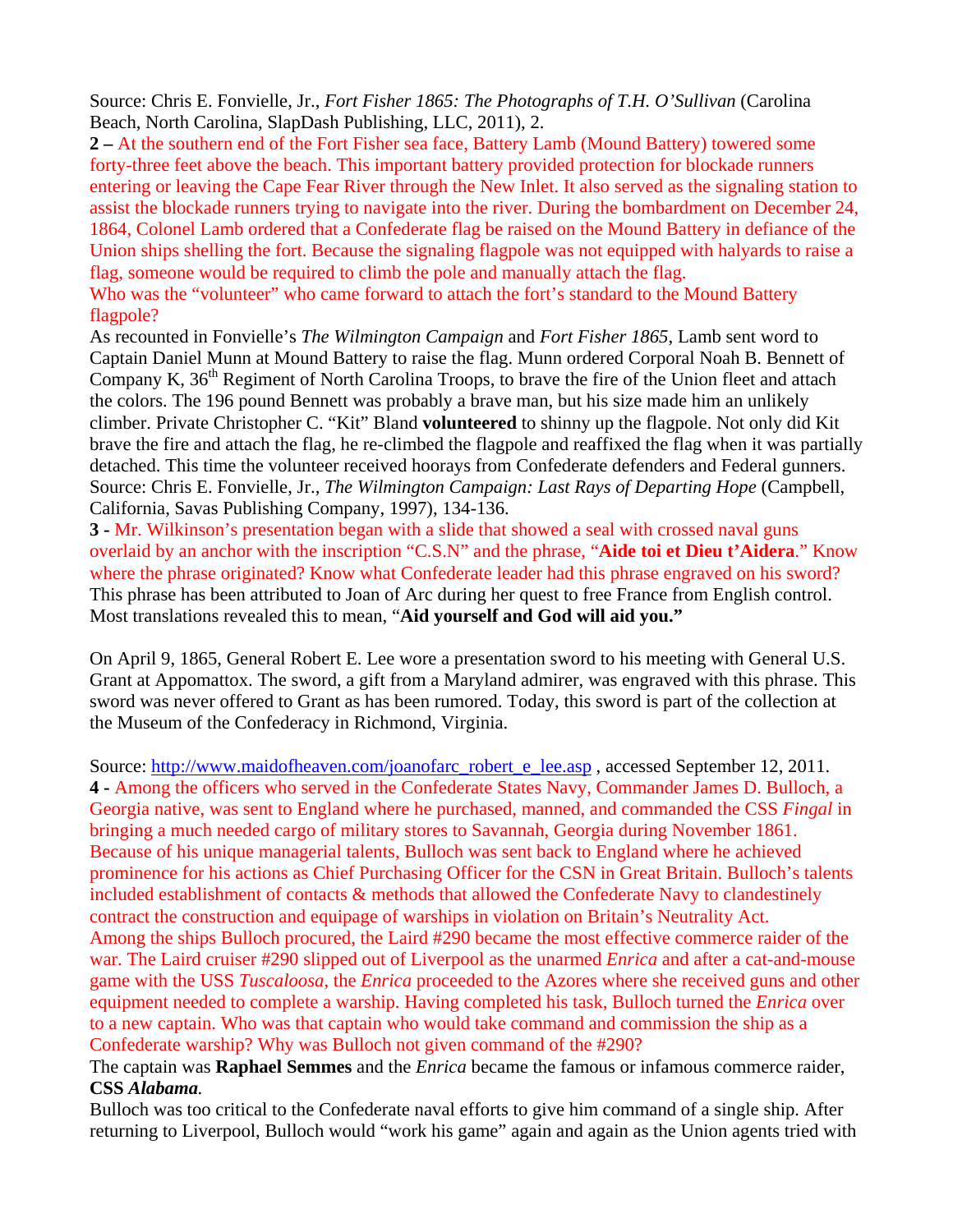Source: Chris E. Fonvielle, Jr., *Fort Fisher 1865: The Photographs of T.H. O'Sullivan* (Carolina Beach, North Carolina, SlapDash Publishing, LLC, 2011), 2.

**2 –** At the southern end of the Fort Fisher sea face, Battery Lamb (Mound Battery) towered some forty-three feet above the beach. This important battery provided protection for blockade runners entering or leaving the Cape Fear River through the New Inlet. It also served as the signaling station to assist the blockade runners trying to navigate into the river. During the bombardment on December 24, 1864, Colonel Lamb ordered that a Confederate flag be raised on the Mound Battery in defiance of the Union ships shelling the fort. Because the signaling flagpole was not equipped with halyards to raise a flag, someone would be required to climb the pole and manually attach the flag.

Who was the "volunteer" who came forward to attach the fort's standard to the Mound Battery flagpole?

As recounted in Fonvielle's *The Wilmington Campaign* and *Fort Fisher 1865*, Lamb sent word to Captain Daniel Munn at Mound Battery to raise the flag. Munn ordered Corporal Noah B. Bennett of Company K, 36th Regiment of North Carolina Troops, to brave the fire of the Union fleet and attach the colors. The 196 pound Bennett was probably a brave man, but his size made him an unlikely climber. Private Christopher C. "Kit" Bland **volunteered** to shinny up the flagpole. Not only did Kit brave the fire and attach the flag, he re-climbed the flagpole and reaffixed the flag when it was partially detached. This time the volunteer received hoorays from Confederate defenders and Federal gunners.

Source: Chris E. Fonvielle, Jr., *The Wilmington Campaign: Last Rays of Departing Hope* (Campbell, California, Savas Publishing Company, 1997), 134-136.

**3 -** Mr. Wilkinson's presentation began with a slide that showed a seal with crossed naval guns overlaid by an anchor with the inscription "C.S.N" and the phrase, "**Aide toi et Dieu t'Aidera**." Know where the phrase originated? Know what Confederate leader had this phrase engraved on his sword?

This phrase has been attributed to Joan of Arc during her quest to free France from English control. Most translations revealed this to mean, "**Aid yourself and God will aid you.**"

On April 9, 1865, General Robert E. Lee wore a presentation sword to his meeting with General U.S. Grant at Appomattox. The sword, a gift from a Maryland admirer, was engraved with this phrase. This sword was never offered to Grant as has been rumored. Today, this sword is part of the collection at the Museum of the Confederacy in Richmond, Virginia.

Source: http://www.maidofheaven.com/joanofarc_robert_e_lee.asp , accessed September 12, 2011.

**4 -** Among the officers who served in the Confederate States Navy, Commander James D. Bulloch, a Georgia native, was sent to England where he purchased, manned, and commanded the CSS *Fingal* in bringing a much needed cargo of military stores to Savannah, Georgia during November 1861. Because of his unique managerial talents, Bulloch was sent back to England where he achieved prominence for his actions as Chief Purchasing Officer for the CSN in Great Britain. Bulloch's talents included establishment of contacts & methods that allowed the Confederate Navy to clandestinely contract the construction and equipage of warships in violation on Britain's Neutrality Act.

Among the ships Bulloch procured, the Laird #290 became the most effective commerce raider of the war. The Laird cruiser #290 slipped out of Liverpool as the unarmed *Enrica* and after a cat-and-mouse game with the USS *Tuscaloosa*, the *Enrica* proceeded to the Azores where she received guns and other equipment needed to complete a warship. Having completed his task, Bulloch turned the *Enrica* over to a new captain. Who was that captain who would take command and commission the ship as a Confederate warship? Why was Bulloch not given command of the #290?

The captain was **Raphael Semmes** and the *Enrica* became the famous or infamous commerce raider, **CSS *Alabama*.**

Bulloch was too critical to the Confederate naval efforts to give him command of a single ship. After returning to Liverpool, Bulloch would "work his game" again and again as the Union agents tried with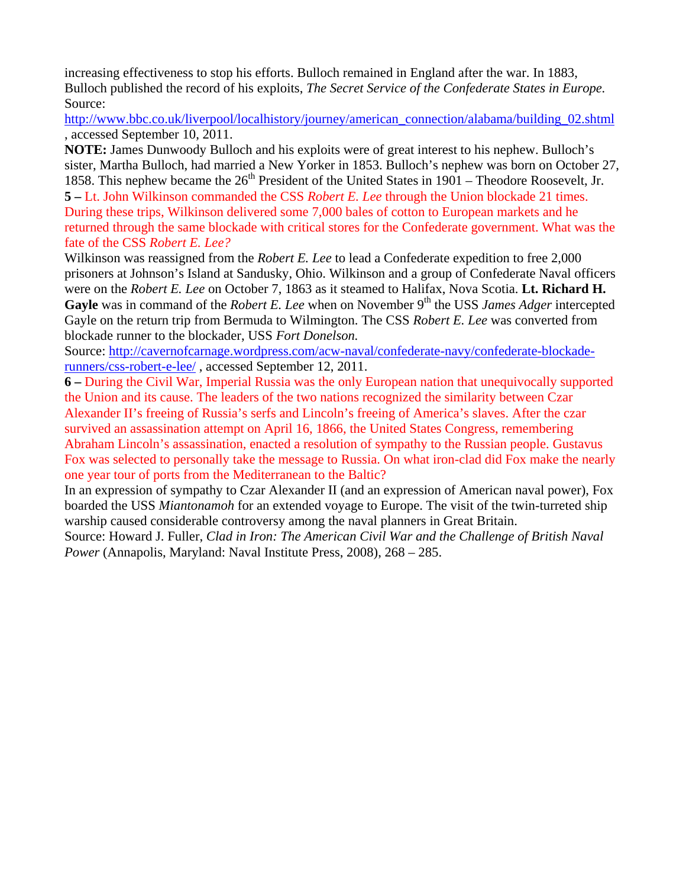increasing effectiveness to stop his efforts. Bulloch remained in England after the war. In 1883, Bulloch published the record of his exploits, *The Secret Service of the Confederate States in Europe.* Source:
http://www.bbc.co.uk/liverpool/localhistory/journey/american_connection/alabama/building_02.shtml , accessed September 10, 2011.

**NOTE:** James Dunwoody Bulloch and his exploits were of great interest to his nephew. Bulloch's sister, Martha Bulloch, had married a New Yorker in 1853. Bulloch's nephew was born on October 27, 1858. This nephew became the 26th President of the United States in 1901 – Theodore Roosevelt, Jr.

**5 –** Lt. John Wilkinson commanded the CSS *Robert E. Lee* through the Union blockade 21 times. During these trips, Wilkinson delivered some 7,000 bales of cotton to European markets and he returned through the same blockade with critical stores for the Confederate government. What was the fate of the CSS *Robert E. Lee?*

Wilkinson was reassigned from the *Robert E. Lee* to lead a Confederate expedition to free 2,000 prisoners at Johnson's Island at Sandusky, Ohio. Wilkinson and a group of Confederate Naval officers were on the *Robert E. Lee* on October 7, 1863 as it steamed to Halifax, Nova Scotia. **Lt. Richard H. Gayle** was in command of the *Robert E. Lee* when on November 9th the USS *James Adger* intercepted Gayle on the return trip from Bermuda to Wilmington. The CSS *Robert E. Lee* was converted from blockade runner to the blockader, USS *Fort Donelson.*

Source: http://cavernofcarnage.wordpress.com/acw-naval/confederate-navy/confederate-blockade-runners/css-robert-e-lee/ , accessed September 12, 2011.

**6 –** During the Civil War, Imperial Russia was the only European nation that unequivocally supported the Union and its cause. The leaders of the two nations recognized the similarity between Czar Alexander II's freeing of Russia's serfs and Lincoln's freeing of America's slaves. After the czar survived an assassination attempt on April 16, 1866, the United States Congress, remembering Abraham Lincoln's assassination, enacted a resolution of sympathy to the Russian people. Gustavus Fox was selected to personally take the message to Russia. On what iron-clad did Fox make the nearly one year tour of ports from the Mediterranean to the Baltic?

In an expression of sympathy to Czar Alexander II (and an expression of American naval power), Fox boarded the USS *Miantonamoh* for an extended voyage to Europe. The visit of the twin-turreted ship warship caused considerable controversy among the naval planners in Great Britain.

Source: Howard J. Fuller, *Clad in Iron: The American Civil War and the Challenge of British Naval Power* (Annapolis, Maryland: Naval Institute Press, 2008), 268 – 285.